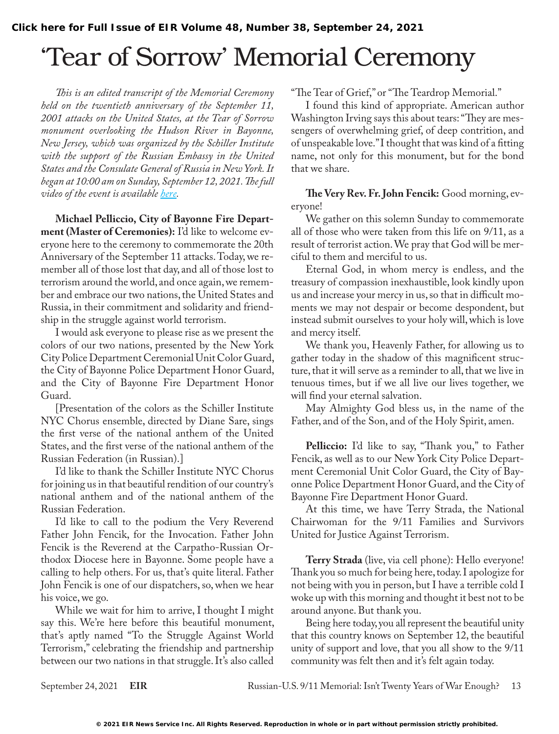Click here for Full Issue of EIR Volume 48, Number 38, September 24, 2021

# 'Tear of Sorrow' Memorial Ceremony

*This is an edited transcript of the Memorial Ceremony held on the twentieth anniversary of the September 11, 2001 attacks on the United States, at the Tear of Sorrow monument overlooking the Hudson River in Bayonne, New Jersey, which was organized by the Schiller Institute with the support of the Russian Embassy in the United States and the Consulate General of Russia in New York. It began at 10:00 am on Sunday, September 12, 2021. The full video of the event is available here.*

**Michael Pelliccio, City of Bayonne Fire Department (Master of Ceremonies):** I'd like to welcome everyone here to the ceremony to commemorate the 20th Anniversary of the September 11 attacks. Today, we remember all of those lost that day, and all of those lost to terrorism around the world, and once again, we remember and embrace our two nations, the United States and Russia, in their commitment and solidarity and friendship in the struggle against world terrorism.

I would ask everyone to please rise as we present the colors of our two nations, presented by the New York City Police Department Ceremonial Unit Color Guard, the City of Bayonne Police Department Honor Guard, and the City of Bayonne Fire Department Honor Guard.

[Presentation of the colors as the Schiller Institute NYC Chorus ensemble, directed by Diane Sare, sings the first verse of the national anthem of the United States, and the first verse of the national anthem of the Russian Federation (in Russian).]

I'd like to thank the Schiller Institute NYC Chorus for joining us in that beautiful rendition of our country's national anthem and of the national anthem of the Russian Federation.

I'd like to call to the podium the Very Reverend Father John Fencik, for the Invocation. Father John Fencik is the Reverend at the Carpatho-Russian Orthodox Diocese here in Bayonne. Some people have a calling to help others. For us, that's quite literal. Father John Fencik is one of our dispatchers, so, when we hear his voice, we go.

While we wait for him to arrive, I thought I might say this. We're here before this beautiful monument, that's aptly named "To the Struggle Against World Terrorism," celebrating the friendship and partnership between our two nations in that struggle. It's also called "The Tear of Grief," or "The Teardrop Memorial."

I found this kind of appropriate. American author Washington Irving says this about tears: "They are messengers of overwhelming grief, of deep contrition, and of unspeakable love." I thought that was kind of a fitting name, not only for this monument, but for the bond that we share.

**The Very Rev. Fr. John Fencik:** Good morning, everyone!

We gather on this solemn Sunday to commemorate all of those who were taken from this life on 9/11, as a result of terrorist action. We pray that God will be merciful to them and merciful to us.

Eternal God, in whom mercy is endless, and the treasury of compassion inexhaustible, look kindly upon us and increase your mercy in us, so that in difficult moments we may not despair or become despondent, but instead submit ourselves to your holy will, which is love and mercy itself.

We thank you, Heavenly Father, for allowing us to gather today in the shadow of this magnificent structure, that it will serve as a reminder to all, that we live in tenuous times, but if we all live our lives together, we will find your eternal salvation.

May Almighty God bless us, in the name of the Father, and of the Son, and of the Holy Spirit, amen.

**Pelliccio:** I'd like to say, "Thank you," to Father Fencik, as well as to our New York City Police Department Ceremonial Unit Color Guard, the City of Bayonne Police Department Honor Guard, and the City of Bayonne Fire Department Honor Guard.

At this time, we have Terry Strada, the National Chairwoman for the 9/11 Families and Survivors United for Justice Against Terrorism.

**Terry Strada** (live, via cell phone): Hello everyone! Thank you so much for being here, today. I apologize for not being with you in person, but I have a terrible cold I woke up with this morning and thought it best not to be around anyone. But thank you.

Being here today, you all represent the beautiful unity that this country knows on September 12, the beautiful unity of support and love, that you all show to the 9/11 community was felt then and it's felt again today.

© 2021 EIR News Service Inc. All Rights Reserved. Reproduction in whole or in part without permission strictly prohibited.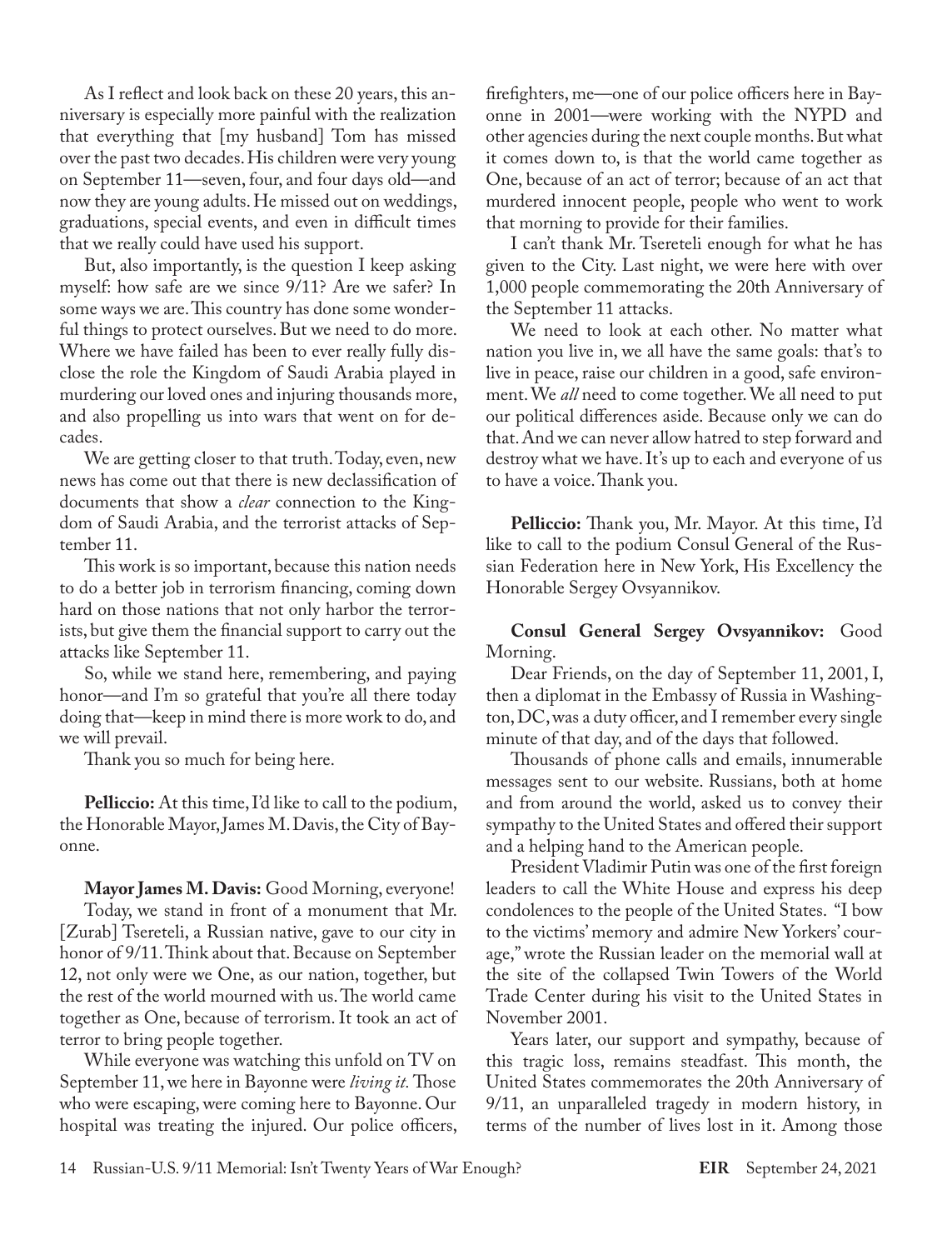As I reflect and look back on these 20 years, this anniversary is especially more painful with the realization that everything that [my husband] Tom has missed over the past two decades. His children were very young on September 11—seven, four, and four days old—and now they are young adults. He missed out on weddings, graduations, special events, and even in difficult times that we really could have used his support.

But, also importantly, is the question I keep asking myself: how safe are we since 9/11? Are we safer? In some ways we are. This country has done some wonderful things to protect ourselves. But we need to do more. Where we have failed has been to ever really fully disclose the role the Kingdom of Saudi Arabia played in murdering our loved ones and injuring thousands more, and also propelling us into wars that went on for decades.

We are getting closer to that truth. Today, even, new news has come out that there is new declassification of documents that show a *clear* connection to the Kingdom of Saudi Arabia, and the terrorist attacks of September 11.

This work is so important, because this nation needs to do a better job in terrorism financing, coming down hard on those nations that not only harbor the terrorists, but give them the financial support to carry out the attacks like September 11.

So, while we stand here, remembering, and paying honor—and I'm so grateful that you're all there today doing that—keep in mind there is more work to do, and we will prevail.

Thank you so much for being here.

**Pelliccio:** At this time, I'd like to call to the podium, the Honorable Mayor, James M. Davis, the City of Bayonne.

**Mayor James M. Davis:** Good Morning, everyone!

Today, we stand in front of a monument that Mr. [Zurab] Tsereteli, a Russian native, gave to our city in honor of 9/11. Think about that. Because on September 12, not only were we One, as our nation, together, but the rest of the world mourned with us. The world came together as One, because of terrorism. It took an act of terror to bring people together.

While everyone was watching this unfold on TV on September 11, we here in Bayonne were *living it.* Those who were escaping, were coming here to Bayonne. Our hospital was treating the injured. Our police officers, firefighters, me—one of our police officers here in Bayonne in 2001—were working with the NYPD and other agencies during the next couple months. But what it comes down to, is that the world came together as One, because of an act of terror; because of an act that murdered innocent people, people who went to work that morning to provide for their families.

I can't thank Mr. Tsereteli enough for what he has given to the City. Last night, we were here with over 1,000 people commemorating the 20th Anniversary of the September 11 attacks.

We need to look at each other. No matter what nation you live in, we all have the same goals: that's to live in peace, raise our children in a good, safe environment. We *all* need to come together. We all need to put our political differences aside. Because only we can do that. And we can never allow hatred to step forward and destroy what we have. It's up to each and everyone of us to have a voice. Thank you.

**Pelliccio:** Thank you, Mr. Mayor. At this time, I'd like to call to the podium Consul General of the Russian Federation here in New York, His Excellency the Honorable Sergey Ovsyannikov.

**Consul General Sergey Ovsyannikov:** Good Morning.

Dear Friends, on the day of September 11, 2001, I, then a diplomat in the Embassy of Russia in Washington, DC, was a duty officer, and I remember every single minute of that day, and of the days that followed.

Thousands of phone calls and emails, innumerable messages sent to our website. Russians, both at home and from around the world, asked us to convey their sympathy to the United States and offered their support and a helping hand to the American people.

President Vladimir Putin was one of the first foreign leaders to call the White House and express his deep condolences to the people of the United States. "I bow to the victims' memory and admire New Yorkers' courage," wrote the Russian leader on the memorial wall at the site of the collapsed Twin Towers of the World Trade Center during his visit to the United States in November 2001.

Years later, our support and sympathy, because of this tragic loss, remains steadfast. This month, the United States commemorates the 20th Anniversary of 9/11, an unparalleled tragedy in modern history, in terms of the number of lives lost in it. Among those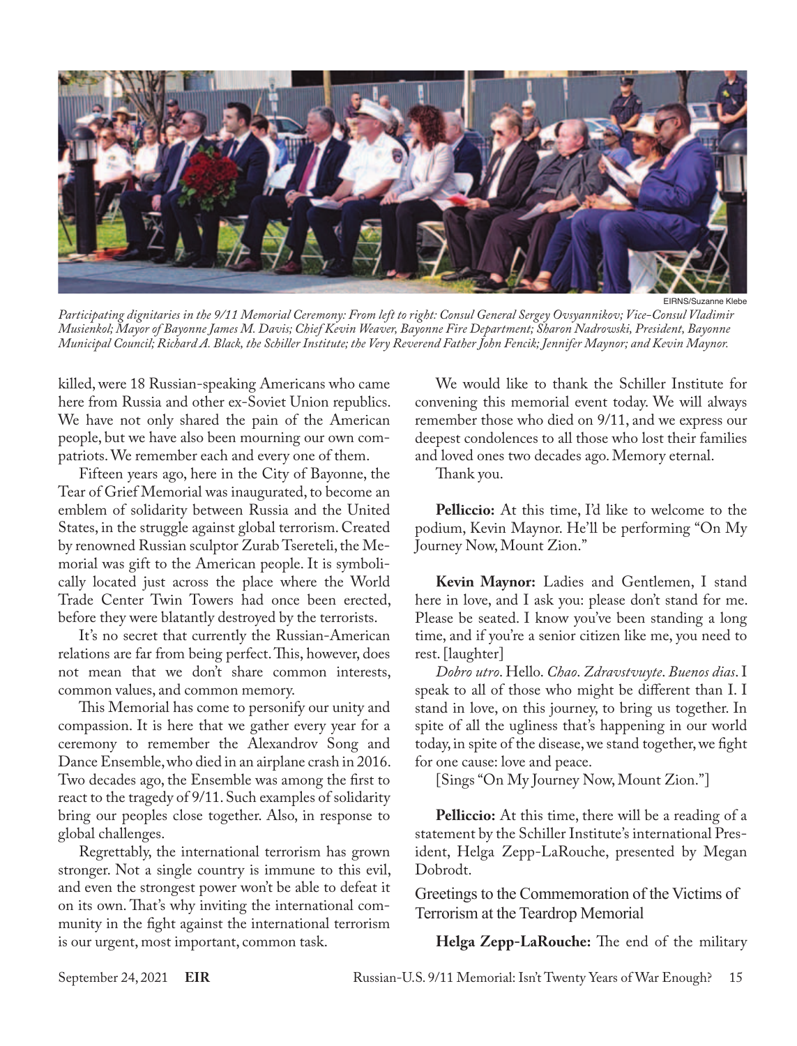EIRNS/Suzanne Klebe

*Participating dignitaries in the 9/11 Memorial Ceremony: From left to right: Consul General Sergey Ovsyannikov; Vice-Consul Vladimir Musienkol; Mayor of Bayonne James M. Davis; Chief Kevin Weaver, Bayonne Fire Department; Sharon Nadrowski, President, Bayonne Municipal Council; Richard A. Black, the Schiller Institute; the Very Reverend Father John Fencik; Jennifer Maynor; and Kevin Maynor.*

killed, were 18 Russian-speaking Americans who came here from Russia and other ex-Soviet Union republics. We have not only shared the pain of the American people, but we have also been mourning our own compatriots. We remember each and every one of them.

Fifteen years ago, here in the City of Bayonne, the Tear of Grief Memorial was inaugurated, to become an emblem of solidarity between Russia and the United States, in the struggle against global terrorism. Created by renowned Russian sculptor Zurab Tsereteli, the Memorial was gift to the American people. It is symbolically located just across the place where the World Trade Center Twin Towers had once been erected, before they were blatantly destroyed by the terrorists.

It's no secret that currently the Russian-American relations are far from being perfect. This, however, does not mean that we don't share common interests, common values, and common memory.

This Memorial has come to personify our unity and compassion. It is here that we gather every year for a ceremony to remember the Alexandrov Song and Dance Ensemble, who died in an airplane crash in 2016. Two decades ago, the Ensemble was among the first to react to the tragedy of 9/11. Such examples of solidarity bring our peoples close together. Also, in response to global challenges.

Regrettably, the international terrorism has grown stronger. Not a single country is immune to this evil, and even the strongest power won't be able to defeat it on its own. That's why inviting the international community in the fight against the international terrorism is our urgent, most important, common task.

We would like to thank the Schiller Institute for convening this memorial event today. We will always remember those who died on 9/11, and we express our deepest condolences to all those who lost their families and loved ones two decades ago. Memory eternal.

Thank you.

**Pelliccio:** At this time, I'd like to welcome to the podium, Kevin Maynor. He'll be performing "On My Journey Now, Mount Zion."

**Kevin Maynor:** Ladies and Gentlemen, I stand here in love, and I ask you: please don't stand for me. Please be seated. I know you've been standing a long time, and if you're a senior citizen like me, you need to rest. [laughter]

*Dobro utro*. Hello. *Chao*. *Zdravstvuyte*. *Buenos dias*. I speak to all of those who might be different than I. I stand in love, on this journey, to bring us together. In spite of all the ugliness that's happening in our world today, in spite of the disease, we stand together, we fight for one cause: love and peace.

[Sings "On My Journey Now, Mount Zion."]

**Pelliccio:** At this time, there will be a reading of a statement by the Schiller Institute's international President, Helga Zepp-LaRouche, presented by Megan Dobrodt.

## Greetings to the Commemoration of the Victims of Terrorism at the Teardrop Memorial

**Helga Zepp-LaRouche:** The end of the military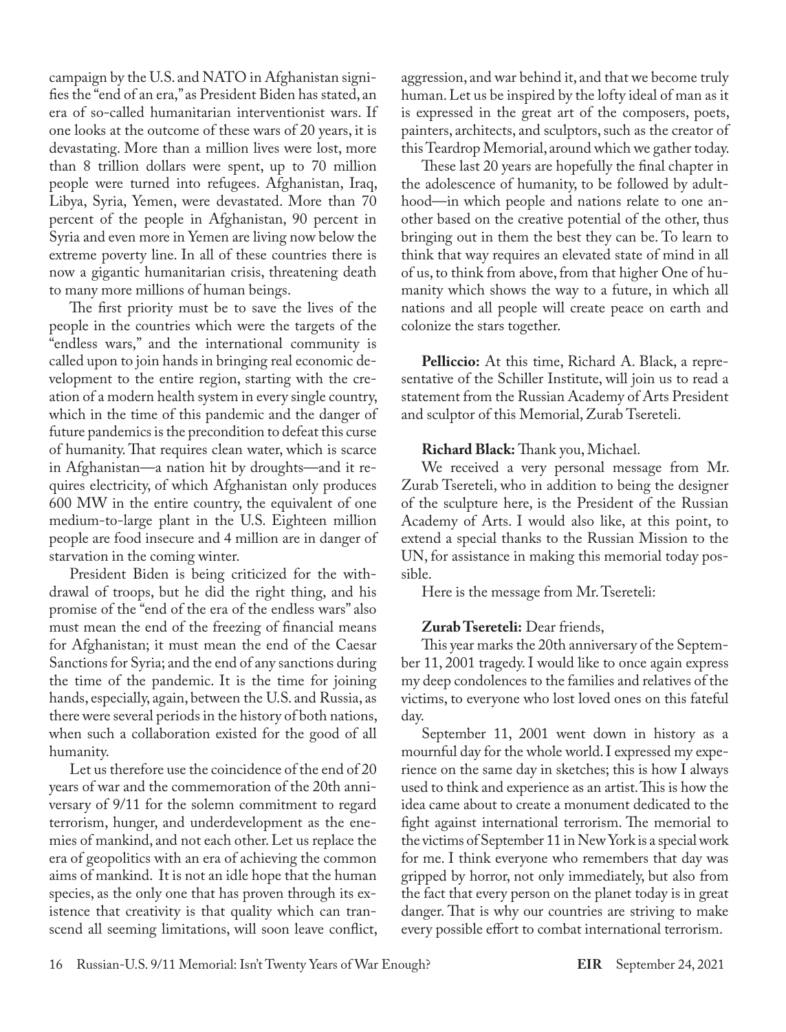campaign by the U.S. and NATO in Afghanistan signifies the "end of an era," as President Biden has stated, an era of so-called humanitarian interventionist wars. If one looks at the outcome of these wars of 20 years, it is devastating. More than a million lives were lost, more than 8 trillion dollars were spent, up to 70 million people were turned into refugees. Afghanistan, Iraq, Libya, Syria, Yemen, were devastated. More than 70 percent of the people in Afghanistan, 90 percent in Syria and even more in Yemen are living now below the extreme poverty line. In all of these countries there is now a gigantic humanitarian crisis, threatening death to many more millions of human beings.

The first priority must be to save the lives of the people in the countries which were the targets of the "endless wars," and the international community is called upon to join hands in bringing real economic development to the entire region, starting with the creation of a modern health system in every single country, which in the time of this pandemic and the danger of future pandemics is the precondition to defeat this curse of humanity. That requires clean water, which is scarce in Afghanistan—a nation hit by droughts—and it requires electricity, of which Afghanistan only produces 600 MW in the entire country, the equivalent of one medium-to-large plant in the U.S. Eighteen million people are food insecure and 4 million are in danger of starvation in the coming winter.

President Biden is being criticized for the withdrawal of troops, but he did the right thing, and his promise of the "end of the era of the endless wars" also must mean the end of the freezing of financial means for Afghanistan; it must mean the end of the Caesar Sanctions for Syria; and the end of any sanctions during the time of the pandemic. It is the time for joining hands, especially, again, between the U.S. and Russia, as there were several periods in the history of both nations, when such a collaboration existed for the good of all humanity.

Let us therefore use the coincidence of the end of 20 years of war and the commemoration of the 20th anniversary of 9/11 for the solemn commitment to regard terrorism, hunger, and underdevelopment as the enemies of mankind, and not each other. Let us replace the era of geopolitics with an era of achieving the common aims of mankind. It is not an idle hope that the human species, as the only one that has proven through its existence that creativity is that quality which can transcend all seeming limitations, will soon leave conflict, aggression, and war behind it, and that we become truly human. Let us be inspired by the lofty ideal of man as it is expressed in the great art of the composers, poets, painters, architects, and sculptors, such as the creator of this Teardrop Memorial, around which we gather today.

These last 20 years are hopefully the final chapter in the adolescence of humanity, to be followed by adulthood—in which people and nations relate to one another based on the creative potential of the other, thus bringing out in them the best they can be. To learn to think that way requires an elevated state of mind in all of us, to think from above, from that higher One of humanity which shows the way to a future, in which all nations and all people will create peace on earth and colonize the stars together.

**Pelliccio:** At this time, Richard A. Black, a representative of the Schiller Institute, will join us to read a statement from the Russian Academy of Arts President and sculptor of this Memorial, Zurab Tsereteli.

**Richard Black:** Thank you, Michael.

We received a very personal message from Mr. Zurab Tsereteli, who in addition to being the designer of the sculpture here, is the President of the Russian Academy of Arts. I would also like, at this point, to extend a special thanks to the Russian Mission to the UN, for assistance in making this memorial today possible.

Here is the message from Mr. Tsereteli:

**Zurab Tsereteli:** Dear friends,

This year marks the 20th anniversary of the September 11, 2001 tragedy. I would like to once again express my deep condolences to the families and relatives of the victims, to everyone who lost loved ones on this fateful day.

September 11, 2001 went down in history as a mournful day for the whole world. I expressed my experience on the same day in sketches; this is how I always used to think and experience as an artist. This is how the idea came about to create a monument dedicated to the fight against international terrorism. The memorial to the victims of September 11 in New York is a special work for me. I think everyone who remembers that day was gripped by horror, not only immediately, but also from the fact that every person on the planet today is in great danger. That is why our countries are striving to make every possible effort to combat international terrorism.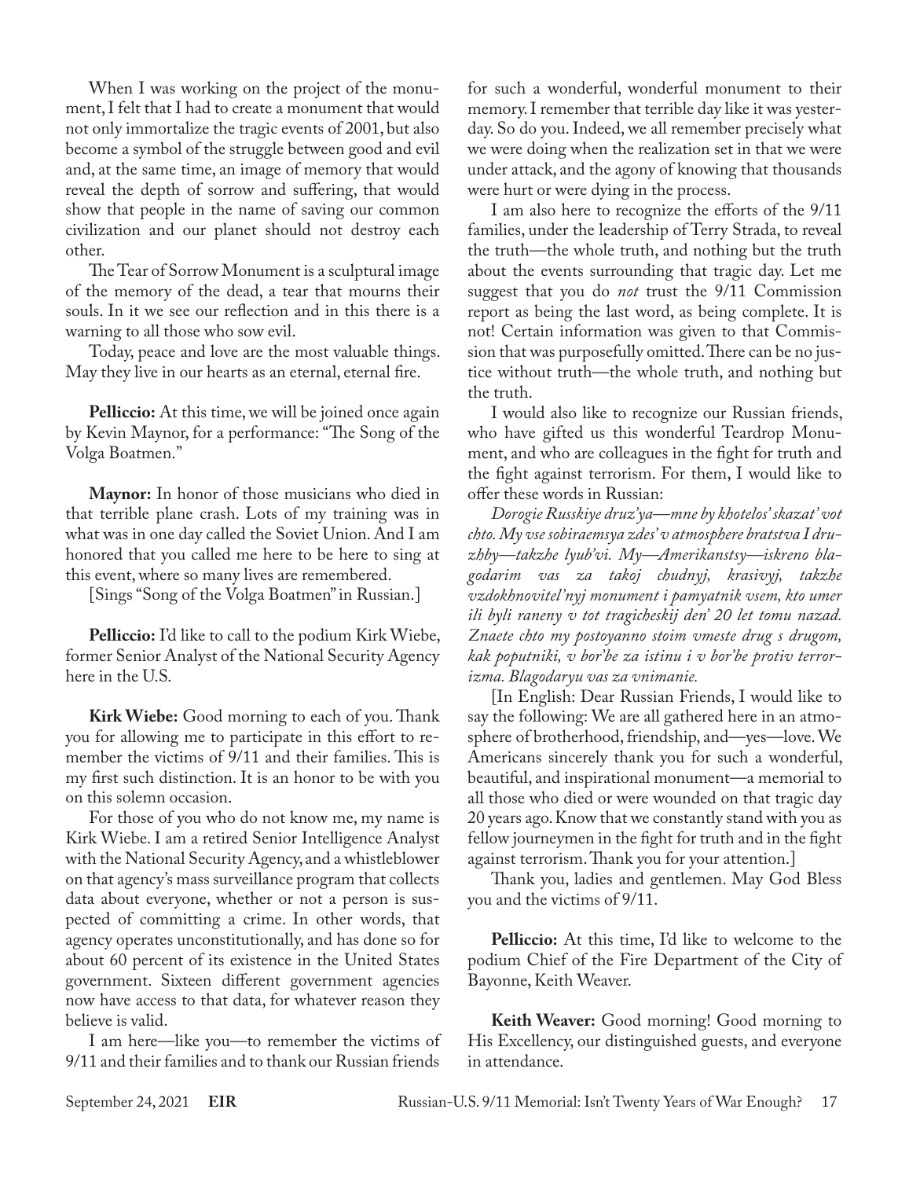When I was working on the project of the monument, I felt that I had to create a monument that would not only immortalize the tragic events of 2001, but also become a symbol of the struggle between good and evil and, at the same time, an image of memory that would reveal the depth of sorrow and suffering, that would show that people in the name of saving our common civilization and our planet should not destroy each other.

The Tear of Sorrow Monument is a sculptural image of the memory of the dead, a tear that mourns their souls. In it we see our reflection and in this there is a warning to all those who sow evil.

Today, peace and love are the most valuable things. May they live in our hearts as an eternal, eternal fire.

**Pelliccio:** At this time, we will be joined once again by Kevin Maynor, for a performance: "The Song of the Volga Boatmen."

**Maynor:** In honor of those musicians who died in that terrible plane crash. Lots of my training was in what was in one day called the Soviet Union. And I am honored that you called me here to be here to sing at this event, where so many lives are remembered.

[Sings "Song of the Volga Boatmen" in Russian.]

**Pelliccio:** I'd like to call to the podium Kirk Wiebe, former Senior Analyst of the National Security Agency here in the U.S.

**Kirk Wiebe:** Good morning to each of you. Thank you for allowing me to participate in this effort to remember the victims of 9/11 and their families. This is my first such distinction. It is an honor to be with you on this solemn occasion.

For those of you who do not know me, my name is Kirk Wiebe. I am a retired Senior Intelligence Analyst with the National Security Agency, and a whistleblower on that agency's mass surveillance program that collects data about everyone, whether or not a person is suspected of committing a crime. In other words, that agency operates unconstitutionally, and has done so for about 60 percent of its existence in the United States government. Sixteen different government agencies now have access to that data, for whatever reason they believe is valid.

I am here—like you—to remember the victims of 9/11 and their families and to thank our Russian friends for such a wonderful, wonderful monument to their memory. I remember that terrible day like it was yesterday. So do you. Indeed, we all remember precisely what we were doing when the realization set in that we were under attack, and the agony of knowing that thousands were hurt or were dying in the process.

I am also here to recognize the efforts of the 9/11 families, under the leadership of Terry Strada, to reveal the truth—the whole truth, and nothing but the truth about the events surrounding that tragic day. Let me suggest that you do *not* trust the 9/11 Commission report as being the last word, as being complete. It is not! Certain information was given to that Commission that was purposefully omitted. There can be no justice without truth—the whole truth, and nothing but the truth.

I would also like to recognize our Russian friends, who have gifted us this wonderful Teardrop Monument, and who are colleagues in the fight for truth and the fight against terrorism. For them, I would like to offer these words in Russian:

*Dorogie Russkiye druz'ya—mne by khotelos' skazat' vot chto. My vse sobiraemsya zdes' v atmosphere bratstva I druzhby—takzhe lyub'vi. My—Amerikanstsy—iskreno blagodarim vas za takoj chudnyj, krasivyj, takzhe vzdokhnovitel'nyj monument i pamyatnik vsem, kto umer ili byli raneny v tot tragicheskij den' 20 let tomu nazad. Znaete chto my postoyanno stoim vmeste drug s drugom, kak poputniki, v bor'be za istinu i v bor'be protiv terrorizma. Blagodaryu vas za vnimanie.*

[In English: Dear Russian Friends, I would like to say the following: We are all gathered here in an atmosphere of brotherhood, friendship, and—yes—love. We Americans sincerely thank you for such a wonderful, beautiful, and inspirational monument—a memorial to all those who died or were wounded on that tragic day 20 years ago. Know that we constantly stand with you as fellow journeymen in the fight for truth and in the fight against terrorism. Thank you for your attention.]

Thank you, ladies and gentlemen. May God Bless you and the victims of 9/11.

**Pelliccio:** At this time, I'd like to welcome to the podium Chief of the Fire Department of the City of Bayonne, Keith Weaver.

**Keith Weaver:** Good morning! Good morning to His Excellency, our distinguished guests, and everyone in attendance.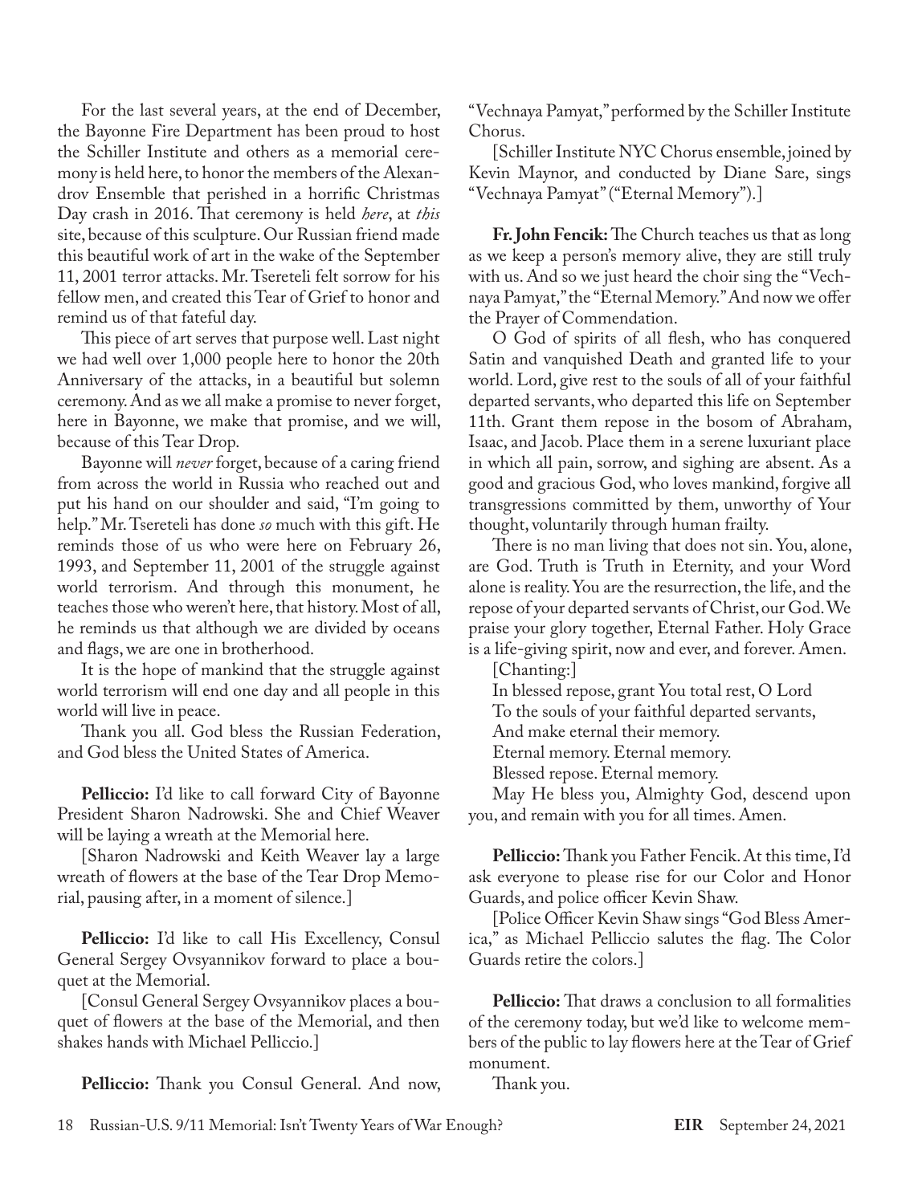For the last several years, at the end of December, the Bayonne Fire Department has been proud to host the Schiller Institute and others as a memorial ceremony is held here, to honor the members of the Alexandrov Ensemble that perished in a horrific Christmas Day crash in 2016. That ceremony is held *here*, at *this* site, because of this sculpture. Our Russian friend made this beautiful work of art in the wake of the September 11, 2001 terror attacks. Mr. Tsereteli felt sorrow for his fellow men, and created this Tear of Grief to honor and remind us of that fateful day.

This piece of art serves that purpose well. Last night we had well over 1,000 people here to honor the 20th Anniversary of the attacks, in a beautiful but solemn ceremony. And as we all make a promise to never forget, here in Bayonne, we make that promise, and we will, because of this Tear Drop.

Bayonne will *never* forget, because of a caring friend from across the world in Russia who reached out and put his hand on our shoulder and said, "I'm going to help." Mr. Tsereteli has done *so* much with this gift. He reminds those of us who were here on February 26, 1993, and September 11, 2001 of the struggle against world terrorism. And through this monument, he teaches those who weren't here, that history. Most of all, he reminds us that although we are divided by oceans and flags, we are one in brotherhood.

It is the hope of mankind that the struggle against world terrorism will end one day and all people in this world will live in peace.

Thank you all. God bless the Russian Federation, and God bless the United States of America.

**Pelliccio:** I'd like to call forward City of Bayonne President Sharon Nadrowski. She and Chief Weaver will be laying a wreath at the Memorial here.

[Sharon Nadrowski and Keith Weaver lay a large wreath of flowers at the base of the Tear Drop Memorial, pausing after, in a moment of silence.]

**Pelliccio:** I'd like to call His Excellency, Consul General Sergey Ovsyannikov forward to place a bouquet at the Memorial.

[Consul General Sergey Ovsyannikov places a bouquet of flowers at the base of the Memorial, and then shakes hands with Michael Pelliccio.]

**Pelliccio:** Thank you Consul General. And now, "Vechnaya Pamyat," performed by the Schiller Institute Chorus.

[Schiller Institute NYC Chorus ensemble, joined by Kevin Maynor, and conducted by Diane Sare, sings "Vechnaya Pamyat" ("Eternal Memory").]

**Fr. John Fencik:** The Church teaches us that as long as we keep a person's memory alive, they are still truly with us. And so we just heard the choir sing the "Vechnaya Pamyat," the "Eternal Memory." And now we offer the Prayer of Commendation.

O God of spirits of all flesh, who has conquered Satin and vanquished Death and granted life to your world. Lord, give rest to the souls of all of your faithful departed servants, who departed this life on September 11th. Grant them repose in the bosom of Abraham, Isaac, and Jacob. Place them in a serene luxuriant place in which all pain, sorrow, and sighing are absent. As a good and gracious God, who loves mankind, forgive all transgressions committed by them, unworthy of Your thought, voluntarily through human frailty.

There is no man living that does not sin. You, alone, are God. Truth is Truth in Eternity, and your Word alone is reality. You are the resurrection, the life, and the repose of your departed servants of Christ, our God. We praise your glory together, Eternal Father. Holy Grace is a life-giving spirit, now and ever, and forever. Amen.

[Chanting:]

In blessed repose, grant You total rest, O Lord
To the souls of your faithful departed servants,
And make eternal their memory.
Eternal memory. Eternal memory.
Blessed repose. Eternal memory.

May He bless you, Almighty God, descend upon you, and remain with you for all times. Amen.

**Pelliccio:** Thank you Father Fencik. At this time, I'd ask everyone to please rise for our Color and Honor Guards, and police officer Kevin Shaw.

[Police Officer Kevin Shaw sings "God Bless America," as Michael Pelliccio salutes the flag. The Color Guards retire the colors.]

**Pelliccio:** That draws a conclusion to all formalities of the ceremony today, but we'd like to welcome members of the public to lay flowers here at the Tear of Grief monument.

Thank you.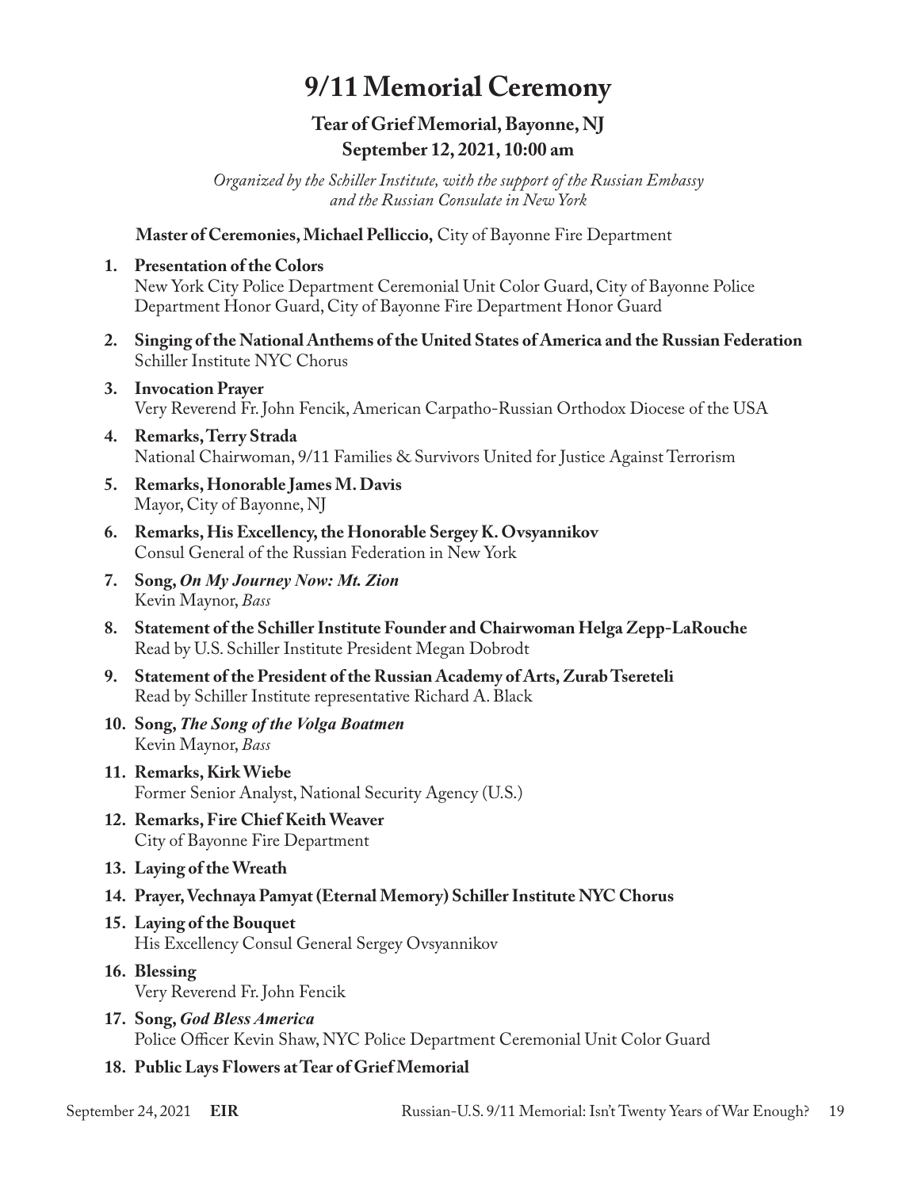# 9/11 Memorial Ceremony

### Tear of Grief Memorial, Bayonne, NJ
### September 12, 2021, 10:00 am

*Organized by the Schiller Institute, with the support of the Russian Embassy and the Russian Consulate in New York*

**Master of Ceremonies, Michael Pelliccio,** City of Bayonne Fire Department

1. **Presentation of the Colors**
   New York City Police Department Ceremonial Unit Color Guard, City of Bayonne Police Department Honor Guard, City of Bayonne Fire Department Honor Guard
2. **Singing of the National Anthems of the United States of America and the Russian Federation**
   Schiller Institute NYC Chorus
3. **Invocation Prayer**
   Very Reverend Fr. John Fencik, American Carpatho-Russian Orthodox Diocese of the USA
4. **Remarks, Terry Strada**
   National Chairwoman, 9/11 Families & Survivors United for Justice Against Terrorism
5. **Remarks, Honorable James M. Davis**
   Mayor, City of Bayonne, NJ
6. **Remarks, His Excellency, the Honorable Sergey K. Ovsyannikov**
   Consul General of the Russian Federation in New York
7. **Song, *On My Journey Now: Mt. Zion***
   Kevin Maynor, *Bass*
8. **Statement of the Schiller Institute Founder and Chairwoman Helga Zepp-LaRouche**
   Read by U.S. Schiller Institute President Megan Dobrodt
9. **Statement of the President of the Russian Academy of Arts, Zurab Tsereteli**
   Read by Schiller Institute representative Richard A. Black
10. **Song, *The Song of the Volga Boatmen***
    Kevin Maynor, *Bass*
11. **Remarks, Kirk Wiebe**
    Former Senior Analyst, National Security Agency (U.S.)
12. **Remarks, Fire Chief Keith Weaver**
    City of Bayonne Fire Department
13. **Laying of the Wreath**
14. **Prayer, Vechnaya Pamyat (Eternal Memory) Schiller Institute NYC Chorus**
15. **Laying of the Bouquet**
    His Excellency Consul General Sergey Ovsyannikov
16. **Blessing**
    Very Reverend Fr. John Fencik
17. **Song, *God Bless America***
    Police Officer Kevin Shaw, NYC Police Department Ceremonial Unit Color Guard
18. **Public Lays Flowers at Tear of Grief Memorial**